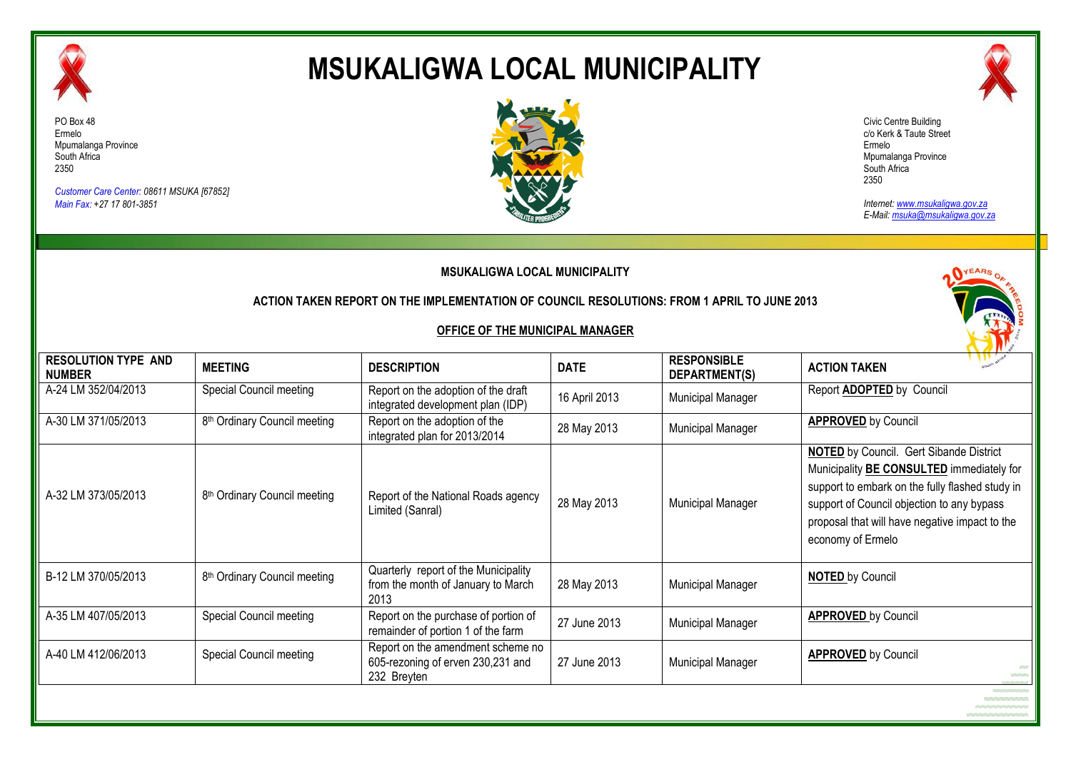# MSUKALIGWA LOCAL MUNICIPALITY

PO Box 48
Ermelo
Mpumalanga Province
South Africa
2350

*Customer Care Center: 08611 MSUKA [67852]*
*Main Fax: +27 17 801-3851*

Civic Centre Building
c/o Kerk & Taute Street
Ermelo
Mpumalanga Province
South Africa
2350

*Internet: www.msukaligwa.gov.za*
*E-Mail: msuka@msukaligwa.gov.za*

**MSUKALIGWA LOCAL MUNICIPALITY**

**ACTION TAKEN REPORT ON THE IMPLEMENTATION OF COUNCIL RESOLUTIONS: FROM 1 APRIL TO JUNE 2013**

**OFFICE OF THE MUNICIPAL MANAGER**

| RESOLUTION TYPE AND NUMBER | MEETING | DESCRIPTION | DATE | RESPONSIBLE DEPARTMENT(S) | ACTION TAKEN |
|---|---|---|---|---|---|
| A-24 LM 352/04/2013 | Special Council meeting | Report on the adoption of the draft integrated development plan (IDP) | 16 April 2013 | Municipal Manager | Report **ADOPTED** by Council |
| A-30 LM 371/05/2013 | 8th Ordinary Council meeting | Report on the adoption of the integrated plan for 2013/2014 | 28 May 2013 | Municipal Manager | **APPROVED** by Council |
| A-32 LM 373/05/2013 | 8th Ordinary Council meeting | Report of the National Roads agency Limited (Sanral) | 28 May 2013 | Municipal Manager | **NOTED** by Council. Gert Sibande District Municipality **BE CONSULTED** immediately for support to embark on the fully flashed study in support of Council objection to any bypass proposal that will have negative impact to the economy of Ermelo |
| B-12 LM 370/05/2013 | 8th Ordinary Council meeting | Quarterly report of the Municipality from the month of January to March 2013 | 28 May 2013 | Municipal Manager | **NOTED** by Council |
| A-35 LM 407/05/2013 | Special Council meeting | Report on the purchase of portion of remainder of portion 1 of the farm | 27 June 2013 | Municipal Manager | **APPROVED** by Council |
| A-40 LM 412/06/2013 | Special Council meeting | Report on the amendment scheme no 605-rezoning of erven 230,231 and 232 Breyten | 27 June 2013 | Municipal Manager | **APPROVED** by Council |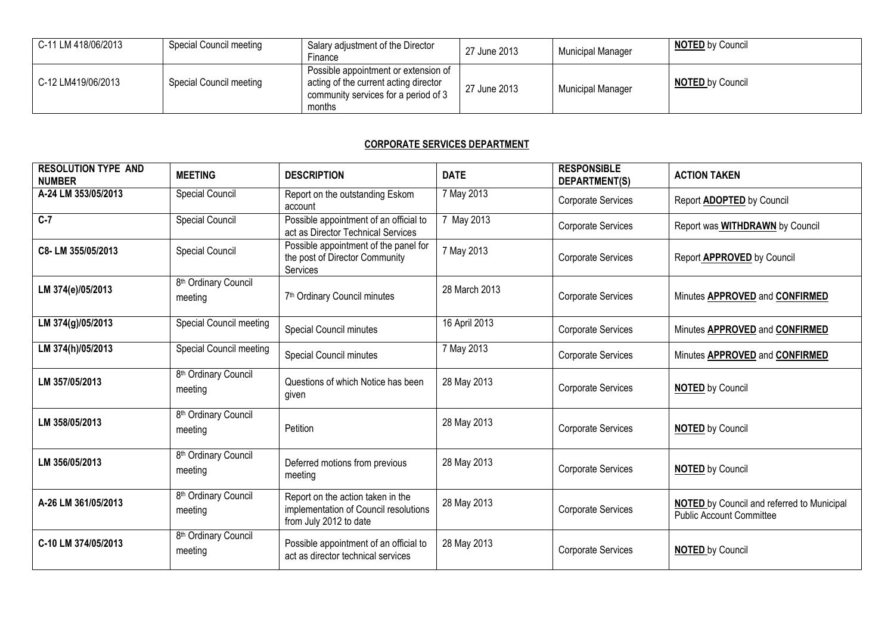| C-11 LM 418/06/2013 | Special Council meeting | Salary adjustment of the Director Finance | 27 June 2013 | Municipal Manager | **NOTED** by Council |
|---|---|---|---|---|---|
| C-12 LM419/06/2013 | Special Council meeting | Possible appointment or extension of acting of the current acting director community services for a period of 3 months | 27 June 2013 | Municipal Manager | **NOTED** by Council |

## CORPORATE SERVICES DEPARTMENT

| RESOLUTION TYPE AND NUMBER | MEETING | DESCRIPTION | DATE | RESPONSIBLE DEPARTMENT(S) | ACTION TAKEN |
|---|---|---|---|---|---|
| **A-24 LM 353/05/2013** | Special Council | Report on the outstanding Eskom account | 7 May 2013 | Corporate Services | Report **ADOPTED** by Council |
| **C-7** | Special Council | Possible appointment of an official to act as Director Technical Services | 7 May 2013 | Corporate Services | Report was **WITHDRAWN** by Council |
| **C8- LM 355/05/2013** | Special Council | Possible appointment of the panel for the post of Director Community Services | 7 May 2013 | Corporate Services | Report **APPROVED** by Council |
| **LM 374(e)/05/2013** | 8th Ordinary Council meeting | 7th Ordinary Council minutes | 28 March 2013 | Corporate Services | Minutes **APPROVED** and **CONFIRMED** |
| **LM 374(g)/05/2013** | Special Council meeting | Special Council minutes | 16 April 2013 | Corporate Services | Minutes **APPROVED** and **CONFIRMED** |
| **LM 374(h)/05/2013** | Special Council meeting | Special Council minutes | 7 May 2013 | Corporate Services | Minutes **APPROVED** and **CONFIRMED** |
| **LM 357/05/2013** | 8th Ordinary Council meeting | Questions of which Notice has been given | 28 May 2013 | Corporate Services | **NOTED** by Council |
| **LM 358/05/2013** | 8th Ordinary Council meeting | Petition | 28 May 2013 | Corporate Services | **NOTED** by Council |
| **LM 356/05/2013** | 8th Ordinary Council meeting | Deferred motions from previous meeting | 28 May 2013 | Corporate Services | **NOTED** by Council |
| **A-26 LM 361/05/2013** | 8th Ordinary Council meeting | Report on the action taken in the implementation of Council resolutions from July 2012 to date | 28 May 2013 | Corporate Services | **NOTED** by Council and referred to Municipal Public Account Committee |
| **C-10 LM 374/05/2013** | 8th Ordinary Council meeting | Possible appointment of an official to act as director technical services | 28 May 2013 | Corporate Services | **NOTED** by Council |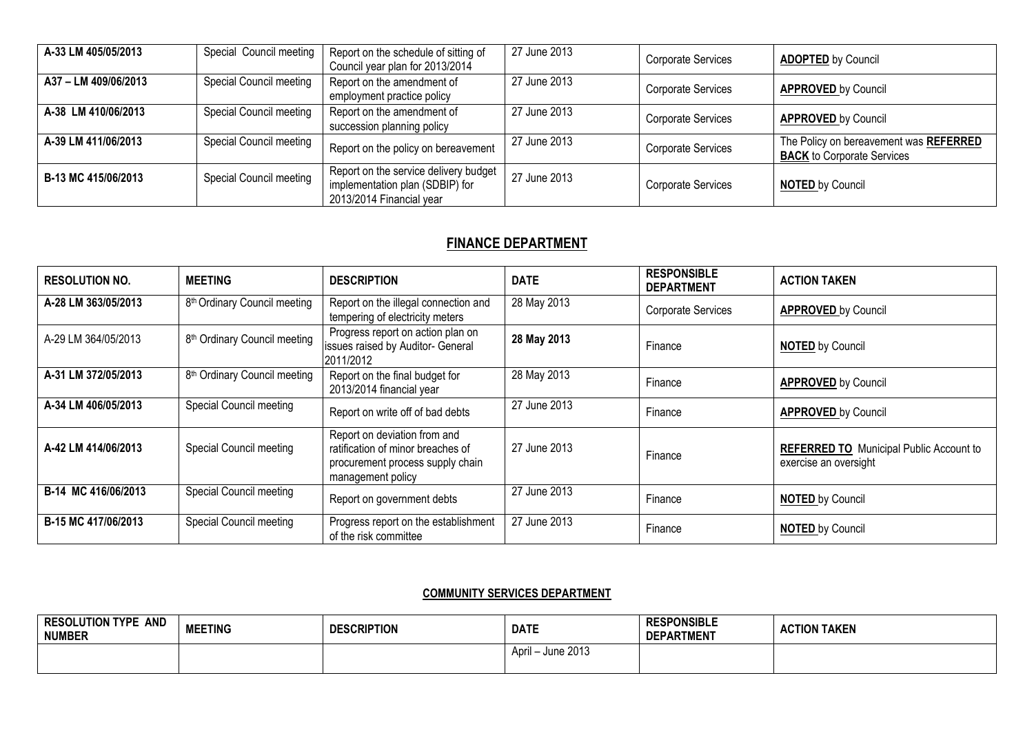| | | | | | |
|---|---|---|---|---|---|
| **A-33 LM 405/05/2013** | Special Council meeting | Report on the schedule of sitting of Council year plan for 2013/2014 | 27 June 2013 | Corporate Services | **ADOPTED** by Council |
| **A37 – LM 409/06/2013** | Special Council meeting | Report on the amendment of employment practice policy | 27 June 2013 | Corporate Services | **APPROVED** by Council |
| **A-38 LM 410/06/2013** | Special Council meeting | Report on the amendment of succession planning policy | 27 June 2013 | Corporate Services | **APPROVED** by Council |
| **A-39 LM 411/06/2013** | Special Council meeting | Report on the policy on bereavement | 27 June 2013 | Corporate Services | The Policy on bereavement was **REFERRED BACK** to Corporate Services |
| **B-13 MC 415/06/2013** | Special Council meeting | Report on the service delivery budget implementation plan (SDBIP) for 2013/2014 Financial year | 27 June 2013 | Corporate Services | **NOTED** by Council |

## FINANCE DEPARTMENT

| RESOLUTION NO. | MEETING | DESCRIPTION | DATE | RESPONSIBLE DEPARTMENT | ACTION TAKEN |
|---|---|---|---|---|---|
| **A-28 LM 363/05/2013** | 8th Ordinary Council meeting | Report on the illegal connection and tempering of electricity meters | 28 May 2013 | Corporate Services | **APPROVED** by Council |
| A-29 LM 364/05/2013 | 8th Ordinary Council meeting | Progress report on action plan on issues raised by Auditor- General 2011/2012 | **28 May 2013** | Finance | **NOTED** by Council |
| **A-31 LM 372/05/2013** | 8th Ordinary Council meeting | Report on the final budget for 2013/2014 financial year | 28 May 2013 | Finance | **APPROVED** by Council |
| **A-34 LM 406/05/2013** | Special Council meeting | Report on write off of bad debts | 27 June 2013 | Finance | **APPROVED** by Council |
| **A-42 LM 414/06/2013** | Special Council meeting | Report on deviation from and ratification of minor breaches of procurement process supply chain management policy | 27 June 2013 | Finance | **REFERRED TO** Municipal Public Account to exercise an oversight |
| **B-14 MC 416/06/2013** | Special Council meeting | Report on government debts | 27 June 2013 | Finance | **NOTED** by Council |
| **B-15 MC 417/06/2013** | Special Council meeting | Progress report on the establishment of the risk committee | 27 June 2013 | Finance | **NOTED** by Council |

### COMMUNITY SERVICES DEPARTMENT

| RESOLUTION TYPE AND NUMBER | MEETING | DESCRIPTION | DATE | RESPONSIBLE DEPARTMENT | ACTION TAKEN |
|---|---|---|---|---|---|
| | | | April – June 2013 | | |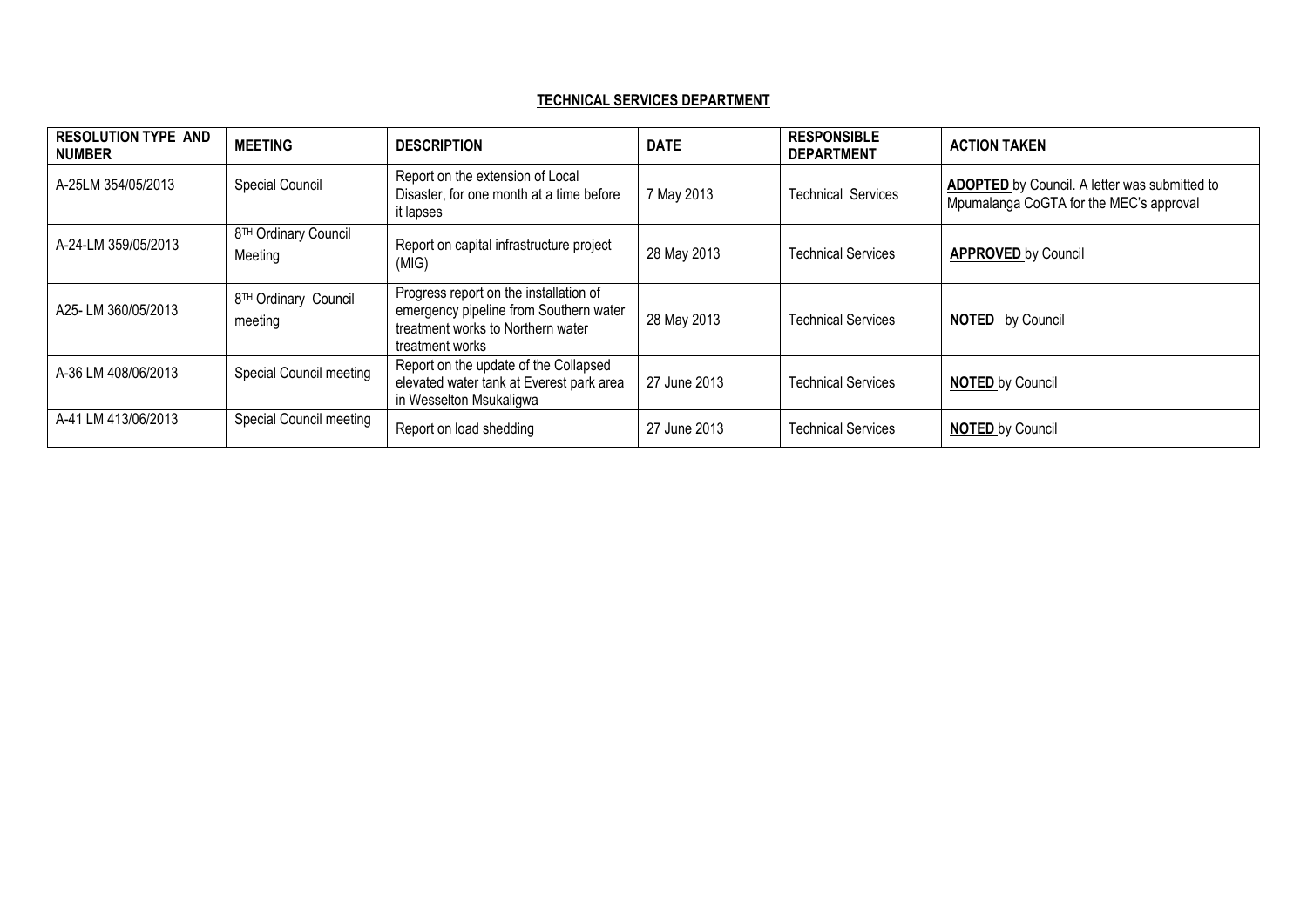**TECHNICAL SERVICES DEPARTMENT**

| RESOLUTION TYPE AND NUMBER | MEETING | DESCRIPTION | DATE | RESPONSIBLE DEPARTMENT | ACTION TAKEN |
|---|---|---|---|---|---|
| A-25LM 354/05/2013 | Special Council | Report on the extension of Local Disaster, for one month at a time before it lapses | 7 May 2013 | Technical Services | **ADOPTED** by Council. A letter was submitted to Mpumalanga CoGTA for the MEC's approval |
| A-24-LM 359/05/2013 | 8TH Ordinary Council Meeting | Report on capital infrastructure project (MIG) | 28 May 2013 | Technical Services | **APPROVED** by Council |
| A25- LM 360/05/2013 | 8TH Ordinary Council meeting | Progress report on the installation of emergency pipeline from Southern water treatment works to Northern water treatment works | 28 May 2013 | Technical Services | **NOTED** by Council |
| A-36 LM 408/06/2013 | Special Council meeting | Report on the update of the Collapsed elevated water tank at Everest park area in Wesselton Msukaligwa | 27 June 2013 | Technical Services | **NOTED** by Council |
| A-41 LM 413/06/2013 | Special Council meeting | Report on load shedding | 27 June 2013 | Technical Services | **NOTED** by Council |